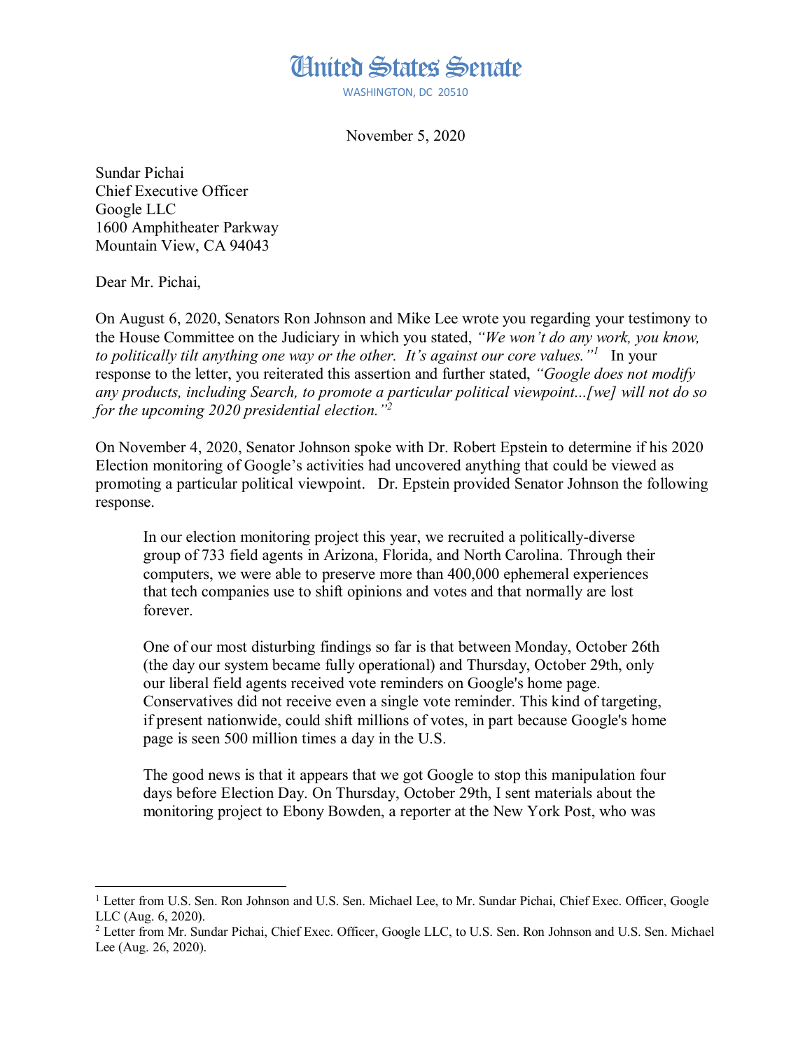# United States Senate

WASHINGTON, DC 20510

November 5, 2020

Sundar Pichai
Chief Executive Officer
Google LLC
1600 Amphitheater Parkway
Mountain View, CA 94043

Dear Mr. Pichai,

On August 6, 2020, Senators Ron Johnson and Mike Lee wrote you regarding your testimony to the House Committee on the Judiciary in which you stated, *"We won't do any work, you know, to politically tilt anything one way or the other. It's against our core values."*[1] In your response to the letter, you reiterated this assertion and further stated, *"Google does not modify any products, including Search, to promote a particular political viewpoint...[we] will not do so for the upcoming 2020 presidential election."*[2]

On November 4, 2020, Senator Johnson spoke with Dr. Robert Epstein to determine if his 2020 Election monitoring of Google's activities had uncovered anything that could be viewed as promoting a particular political viewpoint. Dr. Epstein provided Senator Johnson the following response.

> In our election monitoring project this year, we recruited a politically-diverse group of 733 field agents in Arizona, Florida, and North Carolina. Through their computers, we were able to preserve more than 400,000 ephemeral experiences that tech companies use to shift opinions and votes and that normally are lost forever.
>
> One of our most disturbing findings so far is that between Monday, October 26th (the day our system became fully operational) and Thursday, October 29th, only our liberal field agents received vote reminders on Google's home page. Conservatives did not receive even a single vote reminder. This kind of targeting, if present nationwide, could shift millions of votes, in part because Google's home page is seen 500 million times a day in the U.S.
>
> The good news is that it appears that we got Google to stop this manipulation four days before Election Day. On Thursday, October 29th, I sent materials about the monitoring project to Ebony Bowden, a reporter at the New York Post, who was

---

[1] Letter from U.S. Sen. Ron Johnson and U.S. Sen. Michael Lee, to Mr. Sundar Pichai, Chief Exec. Officer, Google LLC (Aug. 6, 2020).

[2] Letter from Mr. Sundar Pichai, Chief Exec. Officer, Google LLC, to U.S. Sen. Ron Johnson and U.S. Sen. Michael Lee (Aug. 26, 2020).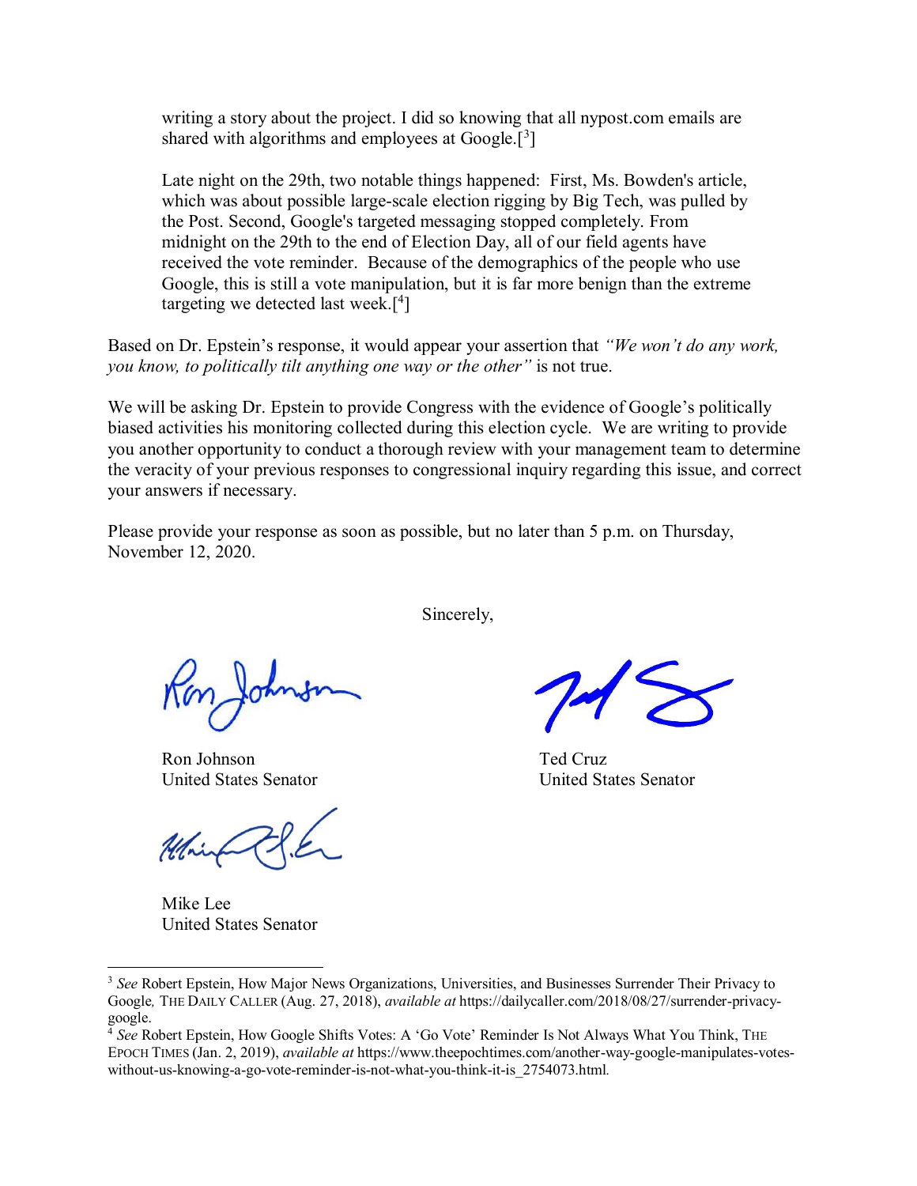> writing a story about the project. I did so knowing that all nypost.com emails are shared with algorithms and employees at Google.[3]
>
> Late night on the 29th, two notable things happened: First, Ms. Bowden's article, which was about possible large-scale election rigging by Big Tech, was pulled by the Post. Second, Google's targeted messaging stopped completely. From midnight on the 29th to the end of Election Day, all of our field agents have received the vote reminder. Because of the demographics of the people who use Google, this is still a vote manipulation, but it is far more benign than the extreme targeting we detected last week.[4]

Based on Dr. Epstein's response, it would appear your assertion that *"We won't do any work, you know, to politically tilt anything one way or the other"* is not true.

We will be asking Dr. Epstein to provide Congress with the evidence of Google's politically biased activities his monitoring collected during this election cycle. We are writing to provide you another opportunity to conduct a thorough review with your management team to determine the veracity of your previous responses to congressional inquiry regarding this issue, and correct your answers if necessary.

Please provide your response as soon as possible, but no later than 5 p.m. on Thursday, November 12, 2020.

Sincerely,

Ron Johnson
United States Senator

Ted Cruz
United States Senator

Mike Lee
United States Senator

---

[3] *See* Robert Epstein, How Major News Organizations, Universities, and Businesses Surrender Their Privacy to Google*,* THE DAILY CALLER (Aug. 27, 2018), *available at* https://dailycaller.com/2018/08/27/surrender-privacy-google.

[4] *See* Robert Epstein, How Google Shifts Votes: A 'Go Vote' Reminder Is Not Always What You Think, THE EPOCH TIMES (Jan. 2, 2019), *available at* https://www.theepochtimes.com/another-way-google-manipulates-votes-without-us-knowing-a-go-vote-reminder-is-not-what-you-think-it-is_2754073.html.